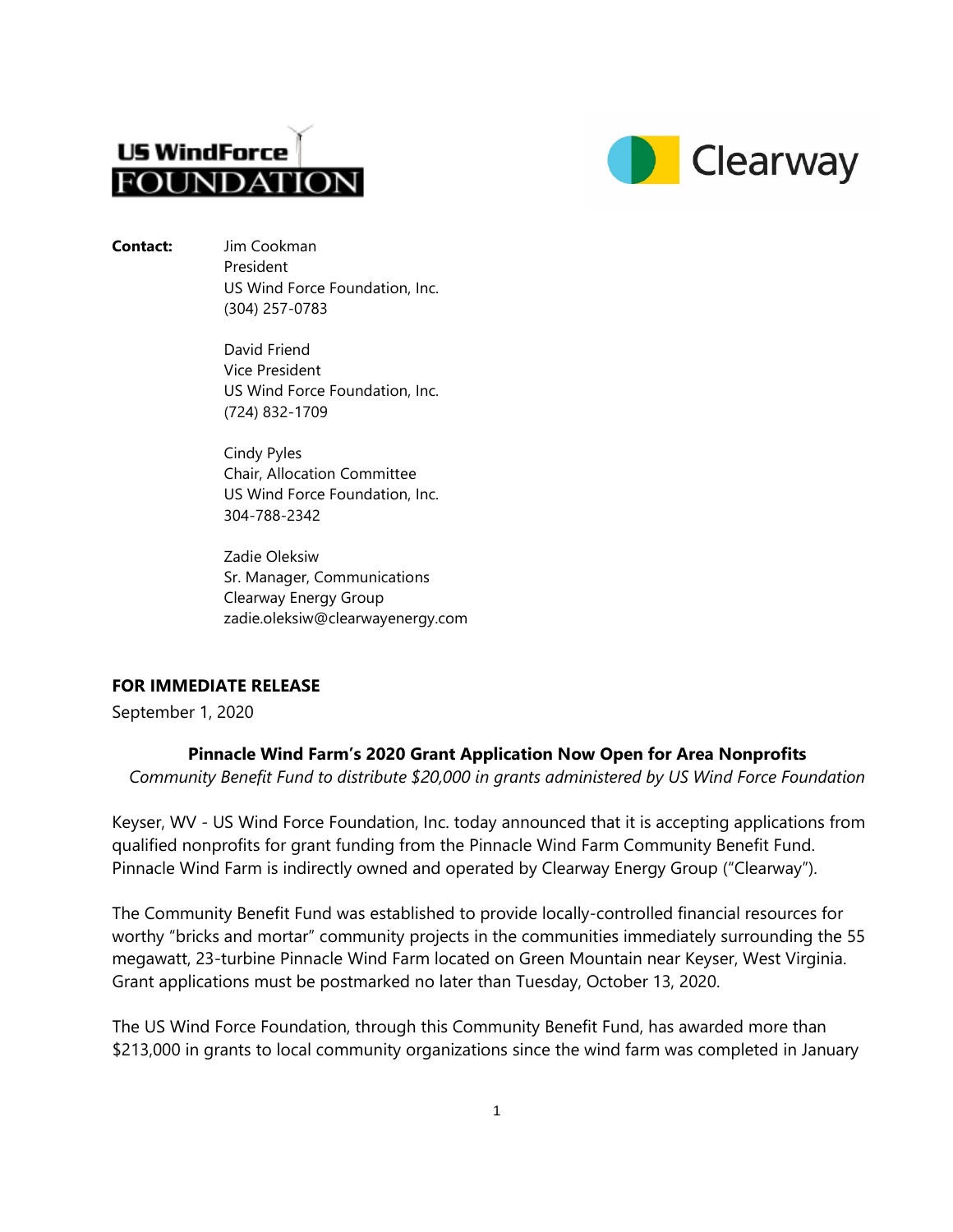US WindForce FOUNDATION

Clearway

**Contact:** Jim Cookman
President
US Wind Force Foundation, Inc.
(304) 257-0783

David Friend
Vice President
US Wind Force Foundation, Inc.
(724) 832-1709

Cindy Pyles
Chair, Allocation Committee
US Wind Force Foundation, Inc.
304-788-2342

Zadie Oleksiw
Sr. Manager, Communications
Clearway Energy Group
zadie.oleksiw@clearwayenergy.com

**FOR IMMEDIATE RELEASE**
September 1, 2020

**Pinnacle Wind Farm's 2020 Grant Application Now Open for Area Nonprofits**

*Community Benefit Fund to distribute $20,000 in grants administered by US Wind Force Foundation*

Keyser, WV - US Wind Force Foundation, Inc. today announced that it is accepting applications from qualified nonprofits for grant funding from the Pinnacle Wind Farm Community Benefit Fund. Pinnacle Wind Farm is indirectly owned and operated by Clearway Energy Group ("Clearway").

The Community Benefit Fund was established to provide locally-controlled financial resources for worthy "bricks and mortar" community projects in the communities immediately surrounding the 55 megawatt, 23-turbine Pinnacle Wind Farm located on Green Mountain near Keyser, West Virginia. Grant applications must be postmarked no later than Tuesday, October 13, 2020.

The US Wind Force Foundation, through this Community Benefit Fund, has awarded more than $213,000 in grants to local community organizations since the wind farm was completed in January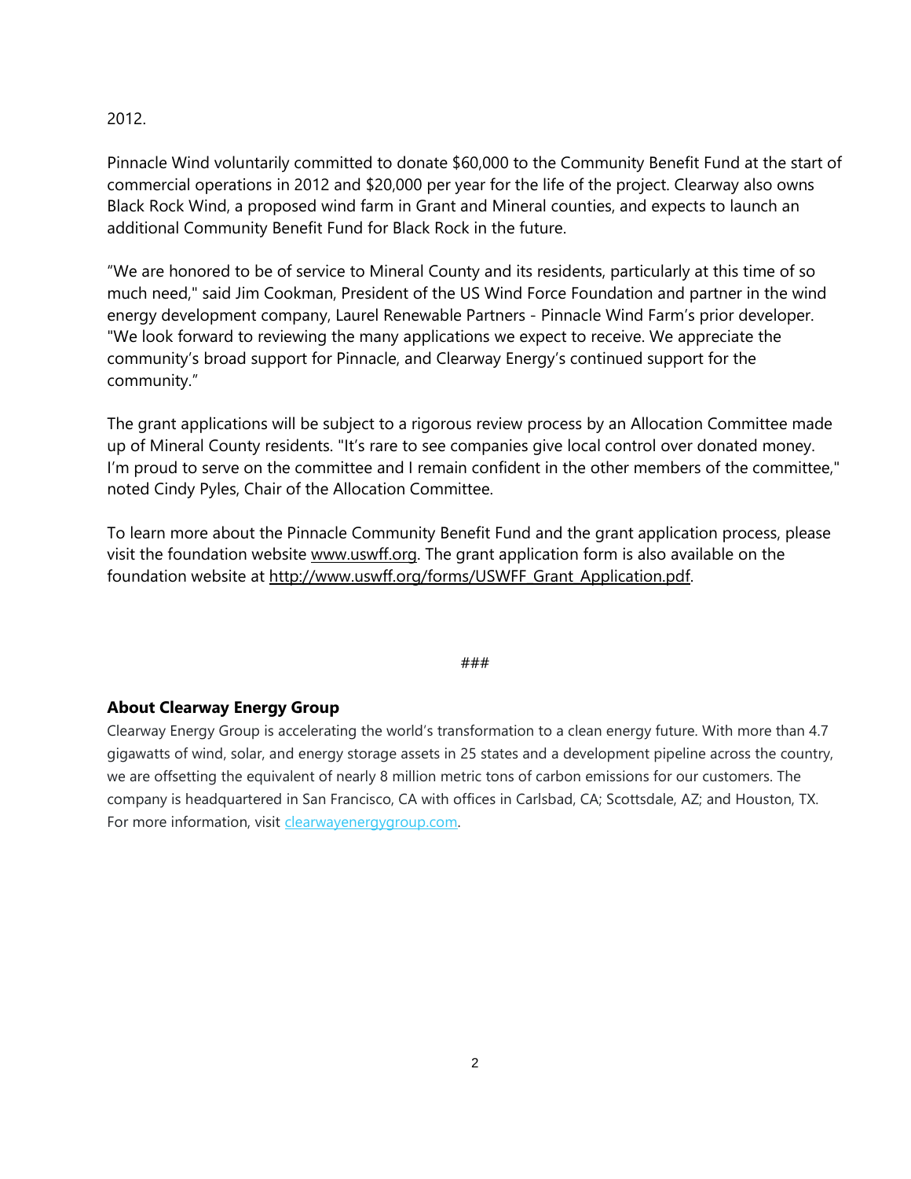2012.

Pinnacle Wind voluntarily committed to donate $60,000 to the Community Benefit Fund at the start of commercial operations in 2012 and $20,000 per year for the life of the project. Clearway also owns Black Rock Wind, a proposed wind farm in Grant and Mineral counties, and expects to launch an additional Community Benefit Fund for Black Rock in the future.

"We are honored to be of service to Mineral County and its residents, particularly at this time of so much need," said Jim Cookman, President of the US Wind Force Foundation and partner in the wind energy development company, Laurel Renewable Partners - Pinnacle Wind Farm's prior developer. "We look forward to reviewing the many applications we expect to receive. We appreciate the community's broad support for Pinnacle, and Clearway Energy's continued support for the community."

The grant applications will be subject to a rigorous review process by an Allocation Committee made up of Mineral County residents. "It's rare to see companies give local control over donated money. I'm proud to serve on the committee and I remain confident in the other members of the committee," noted Cindy Pyles, Chair of the Allocation Committee.

To learn more about the Pinnacle Community Benefit Fund and the grant application process, please visit the foundation website www.uswff.org. The grant application form is also available on the foundation website at http://www.uswff.org/forms/USWFF_Grant_Application.pdf.

###

**About Clearway Energy Group**

Clearway Energy Group is accelerating the world's transformation to a clean energy future. With more than 4.7 gigawatts of wind, solar, and energy storage assets in 25 states and a development pipeline across the country, we are offsetting the equivalent of nearly 8 million metric tons of carbon emissions for our customers. The company is headquartered in San Francisco, CA with offices in Carlsbad, CA; Scottsdale, AZ; and Houston, TX. For more information, visit clearwayenergygroup.com.